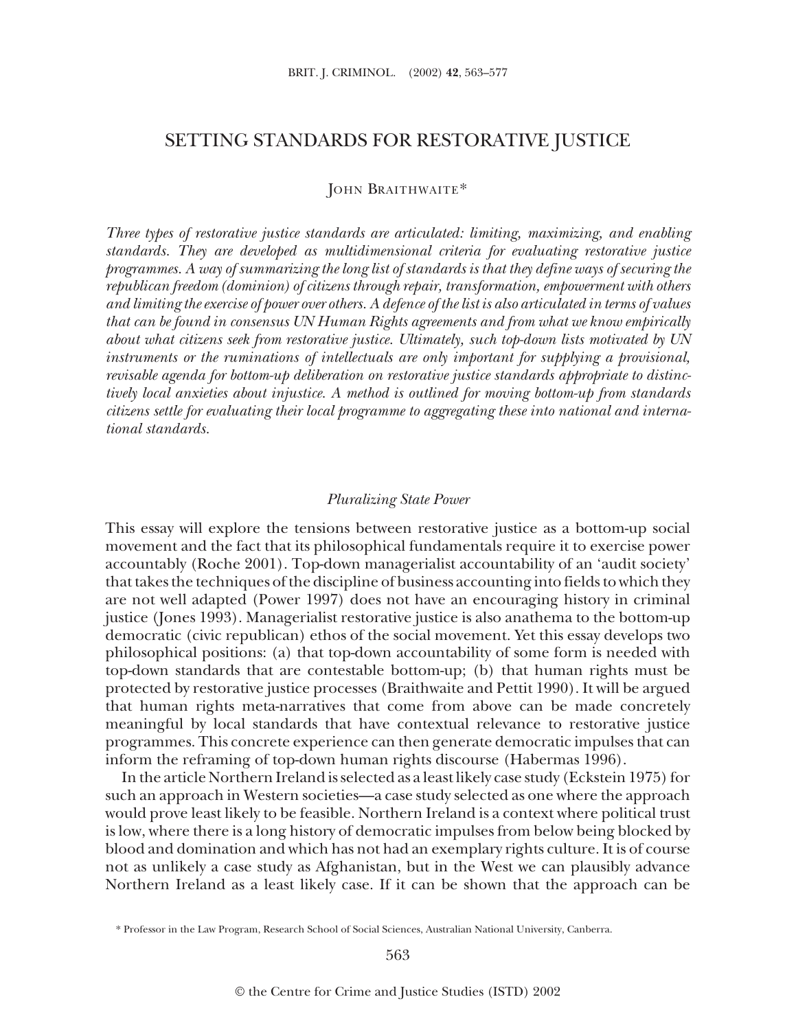# SETTING STANDARDS FOR RESTORATIVE JUSTICE

John Braithwaite*

*Three types of restorative justice standards are articulated: limiting, maximizing, and enabling standards. They are developed as multidimensional criteria for evaluating restorative justice programmes. A way of summarizing the long list of standards is that they define ways of securing the republican freedom (dominion) of citizens through repair, transformation, empowerment with others and limiting the exercise of power over others. A defence of the list is also articulated in terms of values that can be found in consensus UN Human Rights agreements and from what we know empirically about what citizens seek from restorative justice. Ultimately, such top-down lists motivated by UN instruments or the ruminations of intellectuals are only important for supplying a provisional, revisable agenda for bottom-up deliberation on restorative justice standards appropriate to distinctively local anxieties about injustice. A method is outlined for moving bottom-up from standards citizens settle for evaluating their local programme to aggregating these into national and international standards.*

## *Pluralizing State Power*

This essay will explore the tensions between restorative justice as a bottom-up social movement and the fact that its philosophical fundamentals require it to exercise power accountably (Roche 2001). Top-down managerialist accountability of an 'audit society' that takes the techniques of the discipline of business accounting into fields to which they are not well adapted (Power 1997) does not have an encouraging history in criminal justice (Jones 1993). Managerialist restorative justice is also anathema to the bottom-up democratic (civic republican) ethos of the social movement. Yet this essay develops two philosophical positions: (a) that top-down accountability of some form is needed with top-down standards that are contestable bottom-up; (b) that human rights must be protected by restorative justice processes (Braithwaite and Pettit 1990). It will be argued that human rights meta-narratives that come from above can be made concretely meaningful by local standards that have contextual relevance to restorative justice programmes. This concrete experience can then generate democratic impulses that can inform the reframing of top-down human rights discourse (Habermas 1996).

In the article Northern Ireland is selected as a least likely case study (Eckstein 1975) for such an approach in Western societies—a case study selected as one where the approach would prove least likely to be feasible. Northern Ireland is a context where political trust is low, where there is a long history of democratic impulses from below being blocked by blood and domination and which has not had an exemplary rights culture. It is of course not as unlikely a case study as Afghanistan, but in the West we can plausibly advance Northern Ireland as a least likely case. If it can be shown that the approach can be

\* Professor in the Law Program, Research School of Social Sciences, Australian National University, Canberra.

© the Centre for Crime and Justice Studies (ISTD) 2002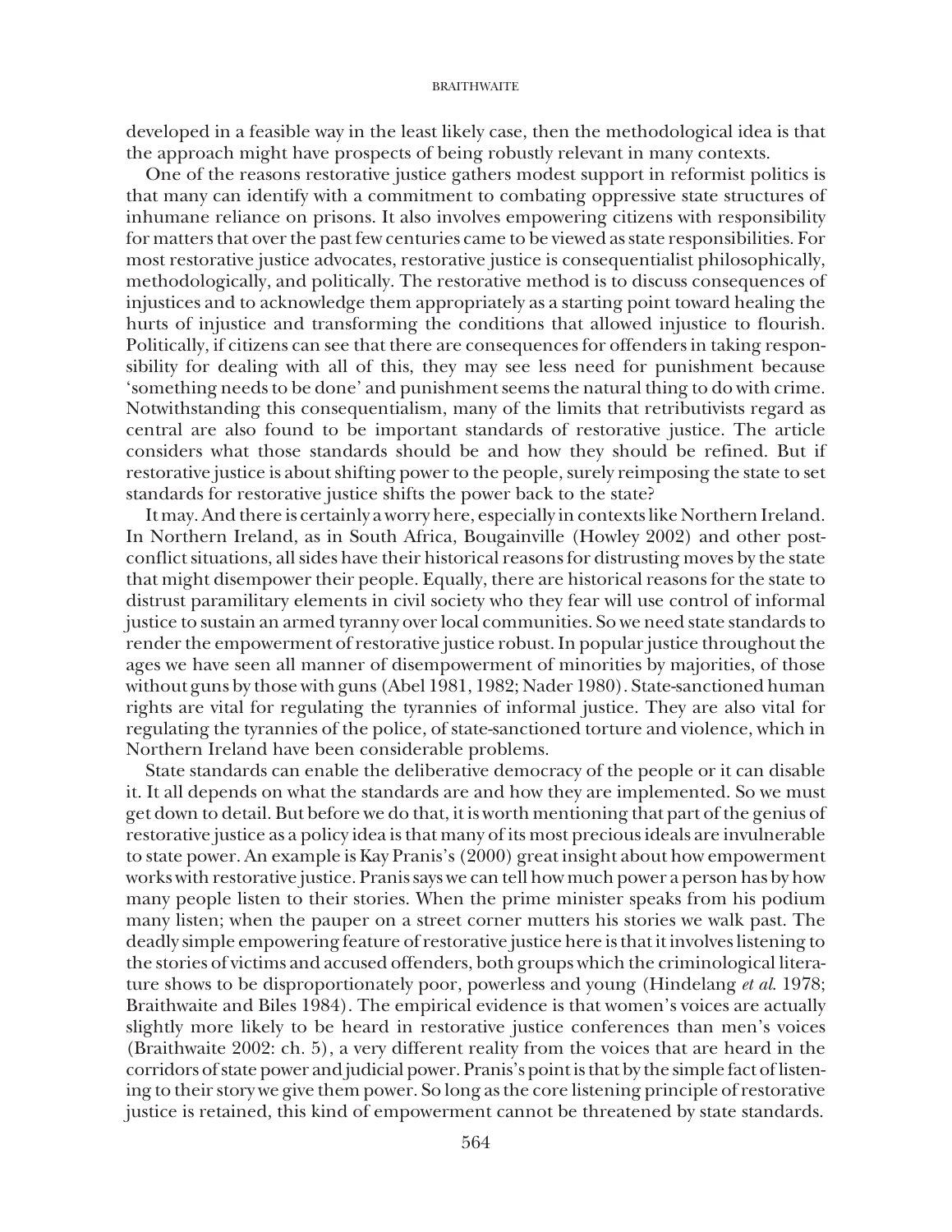developed in a feasible way in the least likely case, then the methodological idea is that the approach might have prospects of being robustly relevant in many contexts.

One of the reasons restorative justice gathers modest support in reformist politics is that many can identify with a commitment to combating oppressive state structures of inhumane reliance on prisons. It also involves empowering citizens with responsibility for matters that over the past few centuries came to be viewed as state responsibilities. For most restorative justice advocates, restorative justice is consequentialist philosophically, methodologically, and politically. The restorative method is to discuss consequences of injustices and to acknowledge them appropriately as a starting point toward healing the hurts of injustice and transforming the conditions that allowed injustice to flourish. Politically, if citizens can see that there are consequences for offenders in taking responsibility for dealing with all of this, they may see less need for punishment because 'something needs to be done' and punishment seems the natural thing to do with crime. Notwithstanding this consequentialism, many of the limits that retributivists regard as central are also found to be important standards of restorative justice. The article considers what those standards should be and how they should be refined. But if restorative justice is about shifting power to the people, surely reimposing the state to set standards for restorative justice shifts the power back to the state?

It may. And there is certainly a worry here, especially in contexts like Northern Ireland. In Northern Ireland, as in South Africa, Bougainville (Howley 2002) and other post-conflict situations, all sides have their historical reasons for distrusting moves by the state that might disempower their people. Equally, there are historical reasons for the state to distrust paramilitary elements in civil society who they fear will use control of informal justice to sustain an armed tyranny over local communities. So we need state standards to render the empowerment of restorative justice robust. In popular justice throughout the ages we have seen all manner of disempowerment of minorities by majorities, of those without guns by those with guns (Abel 1981, 1982; Nader 1980). State-sanctioned human rights are vital for regulating the tyrannies of informal justice. They are also vital for regulating the tyrannies of the police, of state-sanctioned torture and violence, which in Northern Ireland have been considerable problems.

State standards can enable the deliberative democracy of the people or it can disable it. It all depends on what the standards are and how they are implemented. So we must get down to detail. But before we do that, it is worth mentioning that part of the genius of restorative justice as a policy idea is that many of its most precious ideals are invulnerable to state power. An example is Kay Pranis's (2000) great insight about how empowerment works with restorative justice. Pranis says we can tell how much power a person has by how many people listen to their stories. When the prime minister speaks from his podium many listen; when the pauper on a street corner mutters his stories we walk past. The deadly simple empowering feature of restorative justice here is that it involves listening to the stories of victims and accused offenders, both groups which the criminological literature shows to be disproportionately poor, powerless and young (Hindelang *et al.* 1978; Braithwaite and Biles 1984). The empirical evidence is that women's voices are actually slightly more likely to be heard in restorative justice conferences than men's voices (Braithwaite 2002: ch. 5), a very different reality from the voices that are heard in the corridors of state power and judicial power. Pranis's point is that by the simple fact of listening to their story we give them power. So long as the core listening principle of restorative justice is retained, this kind of empowerment cannot be threatened by state standards.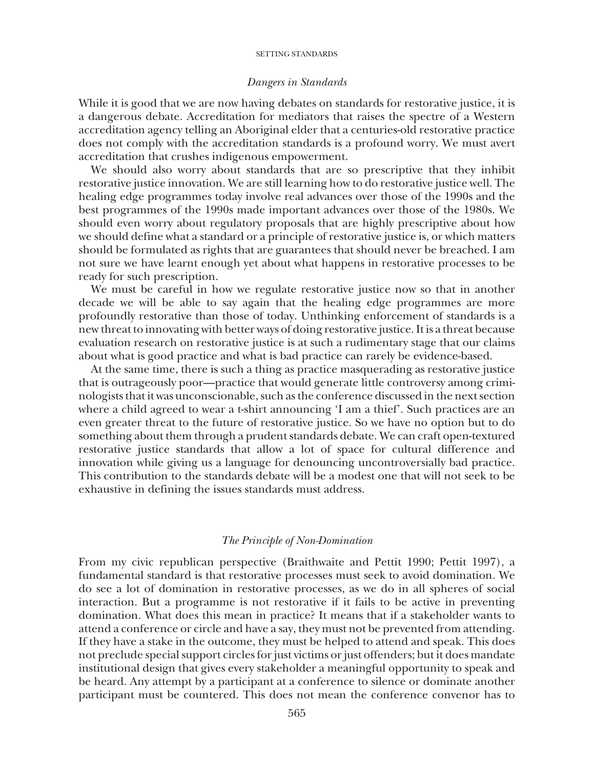### *Dangers in Standards*

While it is good that we are now having debates on standards for restorative justice, it is a dangerous debate. Accreditation for mediators that raises the spectre of a Western accreditation agency telling an Aboriginal elder that a centuries-old restorative practice does not comply with the accreditation standards is a profound worry. We must avert accreditation that crushes indigenous empowerment.

We should also worry about standards that are so prescriptive that they inhibit restorative justice innovation. We are still learning how to do restorative justice well. The healing edge programmes today involve real advances over those of the 1990s and the best programmes of the 1990s made important advances over those of the 1980s. We should even worry about regulatory proposals that are highly prescriptive about how we should define what a standard or a principle of restorative justice is, or which matters should be formulated as rights that are guarantees that should never be breached. I am not sure we have learnt enough yet about what happens in restorative processes to be ready for such prescription.

We must be careful in how we regulate restorative justice now so that in another decade we will be able to say again that the healing edge programmes are more profoundly restorative than those of today. Unthinking enforcement of standards is a new threat to innovating with better ways of doing restorative justice. It is a threat because evaluation research on restorative justice is at such a rudimentary stage that our claims about what is good practice and what is bad practice can rarely be evidence-based.

At the same time, there is such a thing as practice masquerading as restorative justice that is outrageously poor—practice that would generate little controversy among criminologists that it was unconscionable, such as the conference discussed in the next section where a child agreed to wear a t-shirt announcing 'I am a thief'. Such practices are an even greater threat to the future of restorative justice. So we have no option but to do something about them through a prudent standards debate. We can craft open-textured restorative justice standards that allow a lot of space for cultural difference and innovation while giving us a language for denouncing uncontroversially bad practice. This contribution to the standards debate will be a modest one that will not seek to be exhaustive in defining the issues standards must address.

### *The Principle of Non-Domination*

From my civic republican perspective (Braithwaite and Pettit 1990; Pettit 1997), a fundamental standard is that restorative processes must seek to avoid domination. We do see a lot of domination in restorative processes, as we do in all spheres of social interaction. But a programme is not restorative if it fails to be active in preventing domination. What does this mean in practice? It means that if a stakeholder wants to attend a conference or circle and have a say, they must not be prevented from attending. If they have a stake in the outcome, they must be helped to attend and speak. This does not preclude special support circles for just victims or just offenders; but it does mandate institutional design that gives every stakeholder a meaningful opportunity to speak and be heard. Any attempt by a participant at a conference to silence or dominate another participant must be countered. This does not mean the conference convenor has to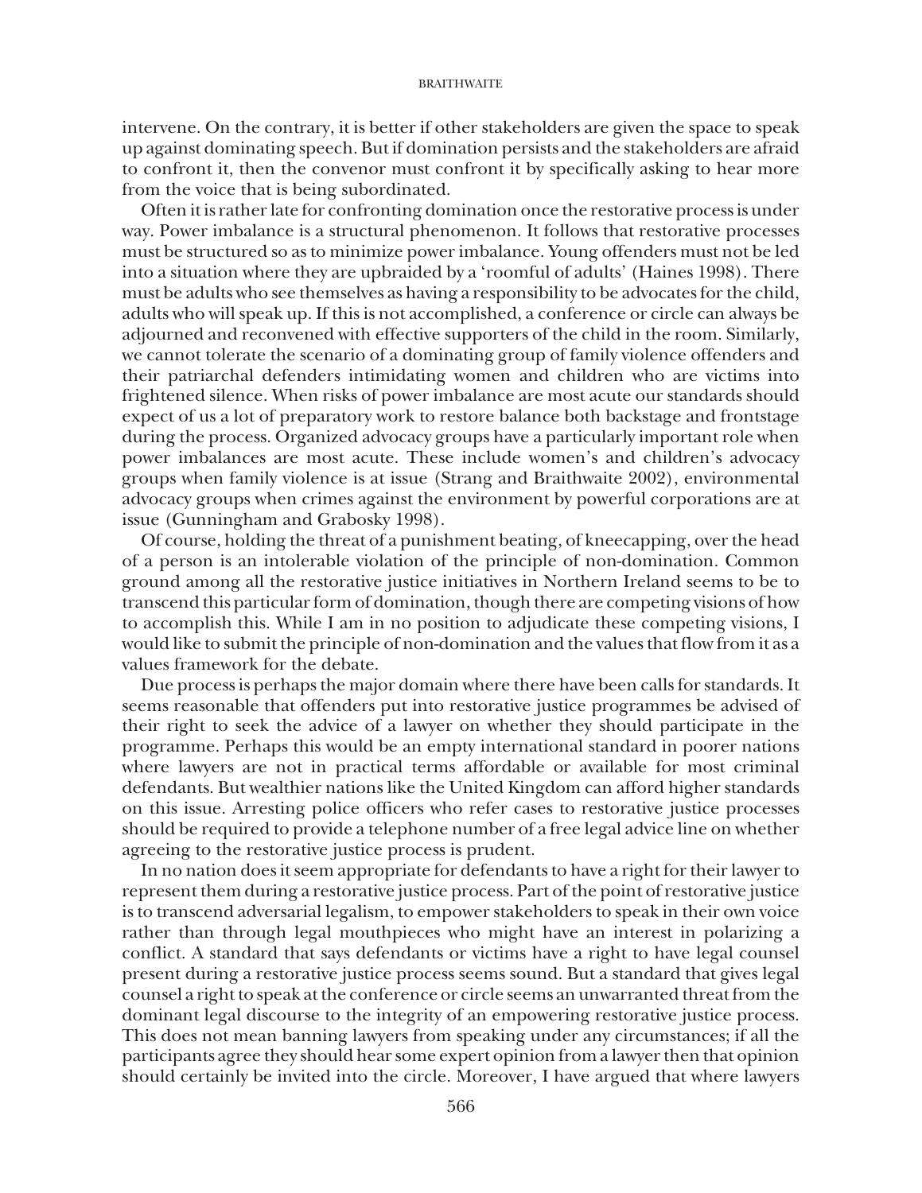intervene. On the contrary, it is better if other stakeholders are given the space to speak up against dominating speech. But if domination persists and the stakeholders are afraid to confront it, then the convenor must confront it by specifically asking to hear more from the voice that is being subordinated.

Often it is rather late for confronting domination once the restorative process is under way. Power imbalance is a structural phenomenon. It follows that restorative processes must be structured so as to minimize power imbalance. Young offenders must not be led into a situation where they are upbraided by a 'roomful of adults' (Haines 1998). There must be adults who see themselves as having a responsibility to be advocates for the child, adults who will speak up. If this is not accomplished, a conference or circle can always be adjourned and reconvened with effective supporters of the child in the room. Similarly, we cannot tolerate the scenario of a dominating group of family violence offenders and their patriarchal defenders intimidating women and children who are victims into frightened silence. When risks of power imbalance are most acute our standards should expect of us a lot of preparatory work to restore balance both backstage and frontstage during the process. Organized advocacy groups have a particularly important role when power imbalances are most acute. These include women's and children's advocacy groups when family violence is at issue (Strang and Braithwaite 2002), environmental advocacy groups when crimes against the environment by powerful corporations are at issue (Gunningham and Grabosky 1998).

Of course, holding the threat of a punishment beating, of kneecapping, over the head of a person is an intolerable violation of the principle of non-domination. Common ground among all the restorative justice initiatives in Northern Ireland seems to be to transcend this particular form of domination, though there are competing visions of how to accomplish this. While I am in no position to adjudicate these competing visions, I would like to submit the principle of non-domination and the values that flow from it as a values framework for the debate.

Due process is perhaps the major domain where there have been calls for standards. It seems reasonable that offenders put into restorative justice programmes be advised of their right to seek the advice of a lawyer on whether they should participate in the programme. Perhaps this would be an empty international standard in poorer nations where lawyers are not in practical terms affordable or available for most criminal defendants. But wealthier nations like the United Kingdom can afford higher standards on this issue. Arresting police officers who refer cases to restorative justice processes should be required to provide a telephone number of a free legal advice line on whether agreeing to the restorative justice process is prudent.

In no nation does it seem appropriate for defendants to have a right for their lawyer to represent them during a restorative justice process. Part of the point of restorative justice is to transcend adversarial legalism, to empower stakeholders to speak in their own voice rather than through legal mouthpieces who might have an interest in polarizing a conflict. A standard that says defendants or victims have a right to have legal counsel present during a restorative justice process seems sound. But a standard that gives legal counsel a right to speak at the conference or circle seems an unwarranted threat from the dominant legal discourse to the integrity of an empowering restorative justice process. This does not mean banning lawyers from speaking under any circumstances; if all the participants agree they should hear some expert opinion from a lawyer then that opinion should certainly be invited into the circle. Moreover, I have argued that where lawyers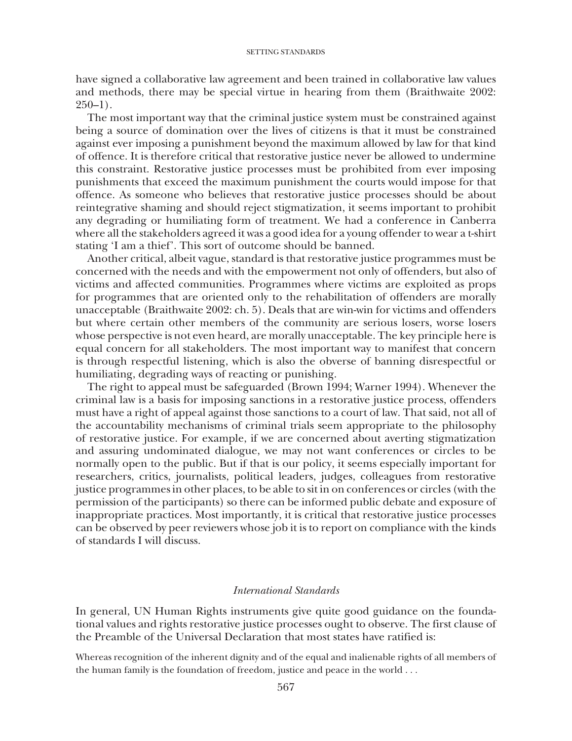have signed a collaborative law agreement and been trained in collaborative law values and methods, there may be special virtue in hearing from them (Braithwaite 2002: 250–1).

The most important way that the criminal justice system must be constrained against being a source of domination over the lives of citizens is that it must be constrained against ever imposing a punishment beyond the maximum allowed by law for that kind of offence. It is therefore critical that restorative justice never be allowed to undermine this constraint. Restorative justice processes must be prohibited from ever imposing punishments that exceed the maximum punishment the courts would impose for that offence. As someone who believes that restorative justice processes should be about reintegrative shaming and should reject stigmatization, it seems important to prohibit any degrading or humiliating form of treatment. We had a conference in Canberra where all the stakeholders agreed it was a good idea for a young offender to wear a t-shirt stating 'I am a thief'. This sort of outcome should be banned.

Another critical, albeit vague, standard is that restorative justice programmes must be concerned with the needs and with the empowerment not only of offenders, but also of victims and affected communities. Programmes where victims are exploited as props for programmes that are oriented only to the rehabilitation of offenders are morally unacceptable (Braithwaite 2002: ch. 5). Deals that are win-win for victims and offenders but where certain other members of the community are serious losers, worse losers whose perspective is not even heard, are morally unacceptable. The key principle here is equal concern for all stakeholders. The most important way to manifest that concern is through respectful listening, which is also the obverse of banning disrespectful or humiliating, degrading ways of reacting or punishing.

The right to appeal must be safeguarded (Brown 1994; Warner 1994). Whenever the criminal law is a basis for imposing sanctions in a restorative justice process, offenders must have a right of appeal against those sanctions to a court of law. That said, not all of the accountability mechanisms of criminal trials seem appropriate to the philosophy of restorative justice. For example, if we are concerned about averting stigmatization and assuring undominated dialogue, we may not want conferences or circles to be normally open to the public. But if that is our policy, it seems especially important for researchers, critics, journalists, political leaders, judges, colleagues from restorative justice programmes in other places, to be able to sit in on conferences or circles (with the permission of the participants) so there can be informed public debate and exposure of inappropriate practices. Most importantly, it is critical that restorative justice processes can be observed by peer reviewers whose job it is to report on compliance with the kinds of standards I will discuss.

## *International Standards*

In general, UN Human Rights instruments give quite good guidance on the foundational values and rights restorative justice processes ought to observe. The first clause of the Preamble of the Universal Declaration that most states have ratified is:

> Whereas recognition of the inherent dignity and of the equal and inalienable rights of all members of the human family is the foundation of freedom, justice and peace in the world . . .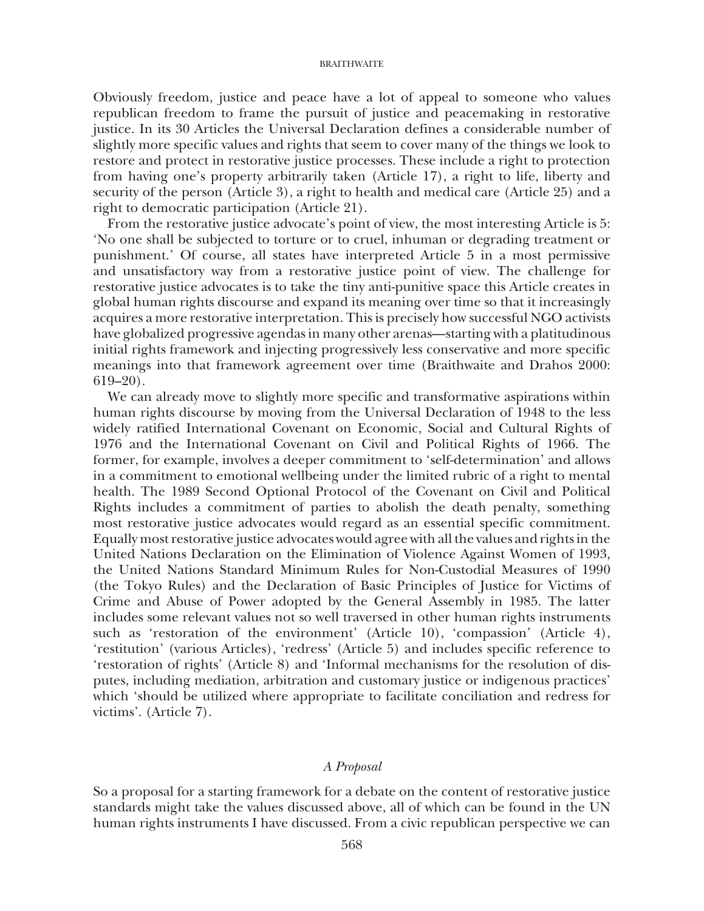Obviously freedom, justice and peace have a lot of appeal to someone who values republican freedom to frame the pursuit of justice and peacemaking in restorative justice. In its 30 Articles the Universal Declaration defines a considerable number of slightly more specific values and rights that seem to cover many of the things we look to restore and protect in restorative justice processes. These include a right to protection from having one's property arbitrarily taken (Article 17), a right to life, liberty and security of the person (Article 3), a right to health and medical care (Article 25) and a right to democratic participation (Article 21).

From the restorative justice advocate's point of view, the most interesting Article is 5: 'No one shall be subjected to torture or to cruel, inhuman or degrading treatment or punishment.' Of course, all states have interpreted Article 5 in a most permissive and unsatisfactory way from a restorative justice point of view. The challenge for restorative justice advocates is to take the tiny anti-punitive space this Article creates in global human rights discourse and expand its meaning over time so that it increasingly acquires a more restorative interpretation. This is precisely how successful NGO activists have globalized progressive agendas in many other arenas—starting with a platitudinous initial rights framework and injecting progressively less conservative and more specific meanings into that framework agreement over time (Braithwaite and Drahos 2000: 619–20).

We can already move to slightly more specific and transformative aspirations within human rights discourse by moving from the Universal Declaration of 1948 to the less widely ratified International Covenant on Economic, Social and Cultural Rights of 1976 and the International Covenant on Civil and Political Rights of 1966. The former, for example, involves a deeper commitment to 'self-determination' and allows in a commitment to emotional wellbeing under the limited rubric of a right to mental health. The 1989 Second Optional Protocol of the Covenant on Civil and Political Rights includes a commitment of parties to abolish the death penalty, something most restorative justice advocates would regard as an essential specific commitment. Equally most restorative justice advocates would agree with all the values and rights in the United Nations Declaration on the Elimination of Violence Against Women of 1993, the United Nations Standard Minimum Rules for Non-Custodial Measures of 1990 (the Tokyo Rules) and the Declaration of Basic Principles of Justice for Victims of Crime and Abuse of Power adopted by the General Assembly in 1985. The latter includes some relevant values not so well traversed in other human rights instruments such as 'restoration of the environment' (Article 10), 'compassion' (Article 4), 'restitution' (various Articles), 'redress' (Article 5) and includes specific reference to 'restoration of rights' (Article 8) and 'Informal mechanisms for the resolution of disputes, including mediation, arbitration and customary justice or indigenous practices' which 'should be utilized where appropriate to facilitate conciliation and redress for victims'. (Article 7).

### *A Proposal*

So a proposal for a starting framework for a debate on the content of restorative justice standards might take the values discussed above, all of which can be found in the UN human rights instruments I have discussed. From a civic republican perspective we can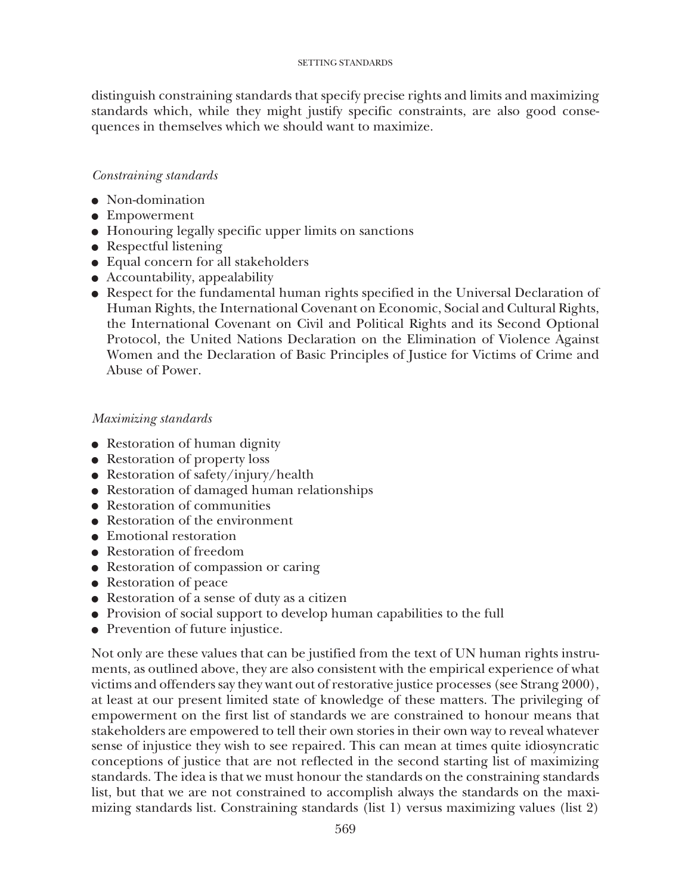distinguish constraining standards that specify precise rights and limits and maximizing standards which, while they might justify specific constraints, are also good consequences in themselves which we should want to maximize.

*Constraining standards*

- Non-domination
- Empowerment
- Honouring legally specific upper limits on sanctions
- Respectful listening
- Equal concern for all stakeholders
- Accountability, appealability
- Respect for the fundamental human rights specified in the Universal Declaration of Human Rights, the International Covenant on Economic, Social and Cultural Rights, the International Covenant on Civil and Political Rights and its Second Optional Protocol, the United Nations Declaration on the Elimination of Violence Against Women and the Declaration of Basic Principles of Justice for Victims of Crime and Abuse of Power.

*Maximizing standards*

- Restoration of human dignity
- Restoration of property loss
- Restoration of safety/injury/health
- Restoration of damaged human relationships
- Restoration of communities
- Restoration of the environment
- Emotional restoration
- Restoration of freedom
- Restoration of compassion or caring
- Restoration of peace
- Restoration of a sense of duty as a citizen
- Provision of social support to develop human capabilities to the full
- Prevention of future injustice.

Not only are these values that can be justified from the text of UN human rights instruments, as outlined above, they are also consistent with the empirical experience of what victims and offenders say they want out of restorative justice processes (see Strang 2000), at least at our present limited state of knowledge of these matters. The privileging of empowerment on the first list of standards we are constrained to honour means that stakeholders are empowered to tell their own stories in their own way to reveal whatever sense of injustice they wish to see repaired. This can mean at times quite idiosyncratic conceptions of justice that are not reflected in the second starting list of maximizing standards. The idea is that we must honour the standards on the constraining standards list, but that we are not constrained to accomplish always the standards on the maximizing standards list. Constraining standards (list 1) versus maximizing values (list 2)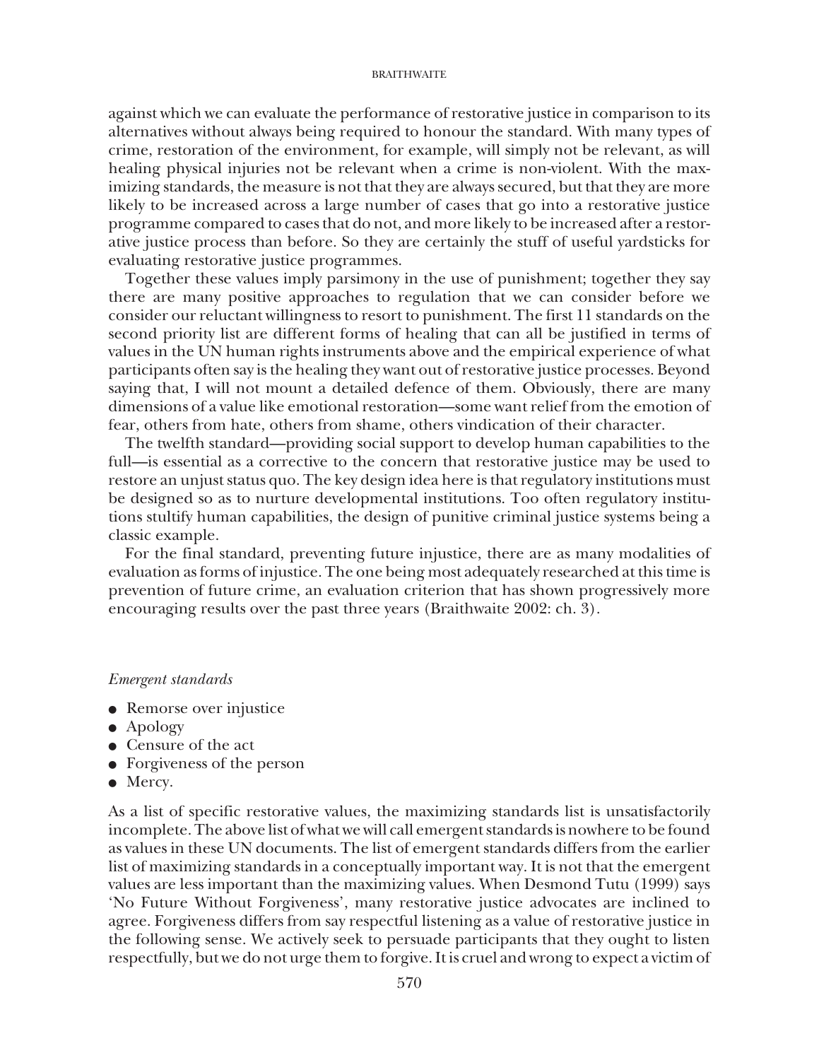against which we can evaluate the performance of restorative justice in comparison to its alternatives without always being required to honour the standard. With many types of crime, restoration of the environment, for example, will simply not be relevant, as will healing physical injuries not be relevant when a crime is non-violent. With the maximizing standards, the measure is not that they are always secured, but that they are more likely to be increased across a large number of cases that go into a restorative justice programme compared to cases that do not, and more likely to be increased after a restorative justice process than before. So they are certainly the stuff of useful yardsticks for evaluating restorative justice programmes.

Together these values imply parsimony in the use of punishment; together they say there are many positive approaches to regulation that we can consider before we consider our reluctant willingness to resort to punishment. The first 11 standards on the second priority list are different forms of healing that can all be justified in terms of values in the UN human rights instruments above and the empirical experience of what participants often say is the healing they want out of restorative justice processes. Beyond saying that, I will not mount a detailed defence of them. Obviously, there are many dimensions of a value like emotional restoration—some want relief from the emotion of fear, others from hate, others from shame, others vindication of their character.

The twelfth standard—providing social support to develop human capabilities to the full—is essential as a corrective to the concern that restorative justice may be used to restore an unjust status quo. The key design idea here is that regulatory institutions must be designed so as to nurture developmental institutions. Too often regulatory institutions stultify human capabilities, the design of punitive criminal justice systems being a classic example.

For the final standard, preventing future injustice, there are as many modalities of evaluation as forms of injustice. The one being most adequately researched at this time is prevention of future crime, an evaluation criterion that has shown progressively more encouraging results over the past three years (Braithwaite 2002: ch. 3).

*Emergent standards*

- Remorse over injustice
- Apology
- Censure of the act
- Forgiveness of the person
- Mercy.

As a list of specific restorative values, the maximizing standards list is unsatisfactorily incomplete. The above list of what we will call emergent standards is nowhere to be found as values in these UN documents. The list of emergent standards differs from the earlier list of maximizing standards in a conceptually important way. It is not that the emergent values are less important than the maximizing values. When Desmond Tutu (1999) says 'No Future Without Forgiveness', many restorative justice advocates are inclined to agree. Forgiveness differs from say respectful listening as a value of restorative justice in the following sense. We actively seek to persuade participants that they ought to listen respectfully, but we do not urge them to forgive. It is cruel and wrong to expect a victim of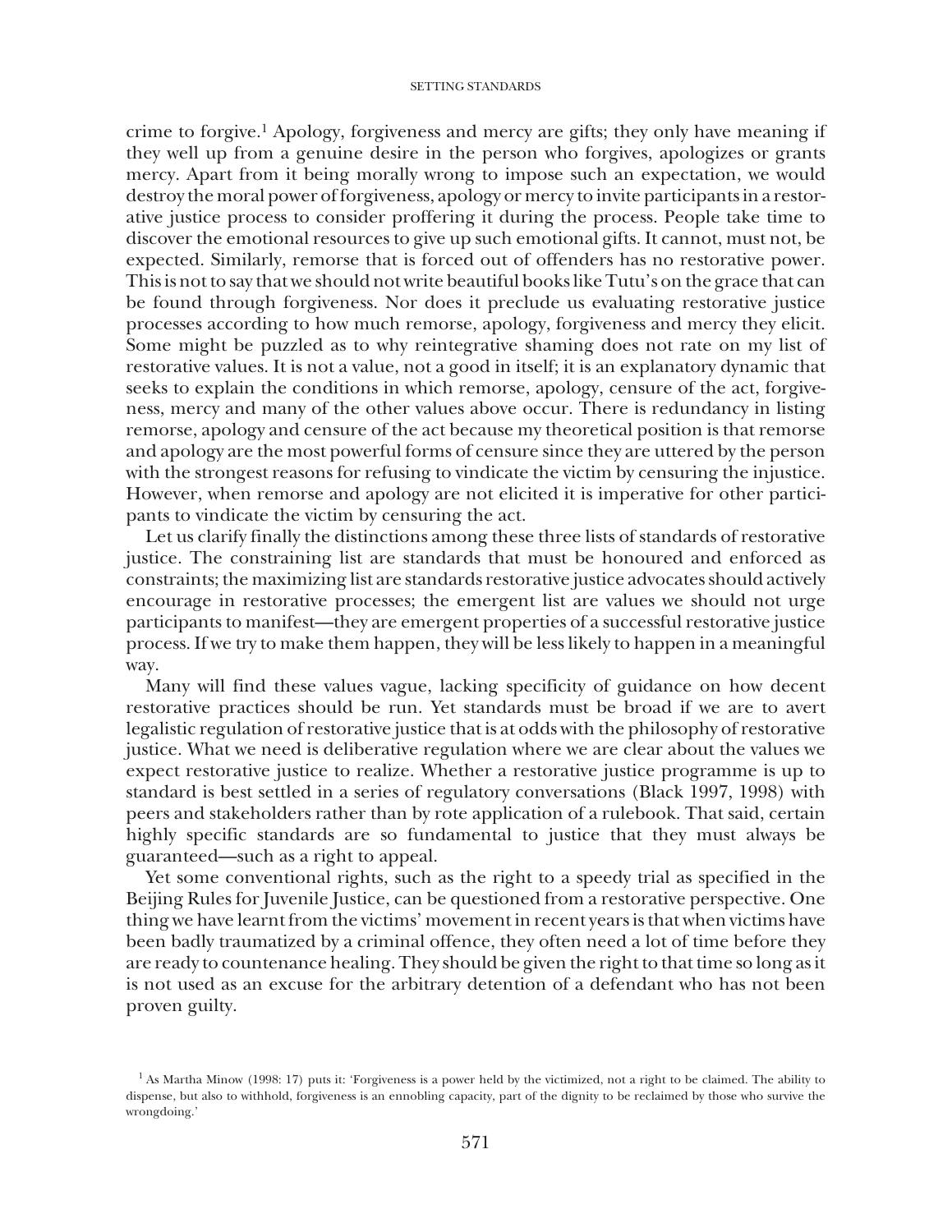crime to forgive.[1] Apology, forgiveness and mercy are gifts; they only have meaning if they well up from a genuine desire in the person who forgives, apologizes or grants mercy. Apart from it being morally wrong to impose such an expectation, we would destroy the moral power of forgiveness, apology or mercy to invite participants in a restorative justice process to consider proffering it during the process. People take time to discover the emotional resources to give up such emotional gifts. It cannot, must not, be expected. Similarly, remorse that is forced out of offenders has no restorative power. This is not to say that we should not write beautiful books like Tutu's on the grace that can be found through forgiveness. Nor does it preclude us evaluating restorative justice processes according to how much remorse, apology, forgiveness and mercy they elicit. Some might be puzzled as to why reintegrative shaming does not rate on my list of restorative values. It is not a value, not a good in itself; it is an explanatory dynamic that seeks to explain the conditions in which remorse, apology, censure of the act, forgiveness, mercy and many of the other values above occur. There is redundancy in listing remorse, apology and censure of the act because my theoretical position is that remorse and apology are the most powerful forms of censure since they are uttered by the person with the strongest reasons for refusing to vindicate the victim by censuring the injustice. However, when remorse and apology are not elicited it is imperative for other participants to vindicate the victim by censuring the act.

Let us clarify finally the distinctions among these three lists of standards of restorative justice. The constraining list are standards that must be honoured and enforced as constraints; the maximizing list are standards restorative justice advocates should actively encourage in restorative processes; the emergent list are values we should not urge participants to manifest—they are emergent properties of a successful restorative justice process. If we try to make them happen, they will be less likely to happen in a meaningful way.

Many will find these values vague, lacking specificity of guidance on how decent restorative practices should be run. Yet standards must be broad if we are to avert legalistic regulation of restorative justice that is at odds with the philosophy of restorative justice. What we need is deliberative regulation where we are clear about the values we expect restorative justice to realize. Whether a restorative justice programme is up to standard is best settled in a series of regulatory conversations (Black 1997, 1998) with peers and stakeholders rather than by rote application of a rulebook. That said, certain highly specific standards are so fundamental to justice that they must always be guaranteed—such as a right to appeal.

Yet some conventional rights, such as the right to a speedy trial as specified in the Beijing Rules for Juvenile Justice, can be questioned from a restorative perspective. One thing we have learnt from the victims' movement in recent years is that when victims have been badly traumatized by a criminal offence, they often need a lot of time before they are ready to countenance healing. They should be given the right to that time so long as it is not used as an excuse for the arbitrary detention of a defendant who has not been proven guilty.

[1] As Martha Minow (1998: 17) puts it: 'Forgiveness is a power held by the victimized, not a right to be claimed. The ability to dispense, but also to withhold, forgiveness is an ennobling capacity, part of the dignity to be reclaimed by those who survive the wrongdoing.'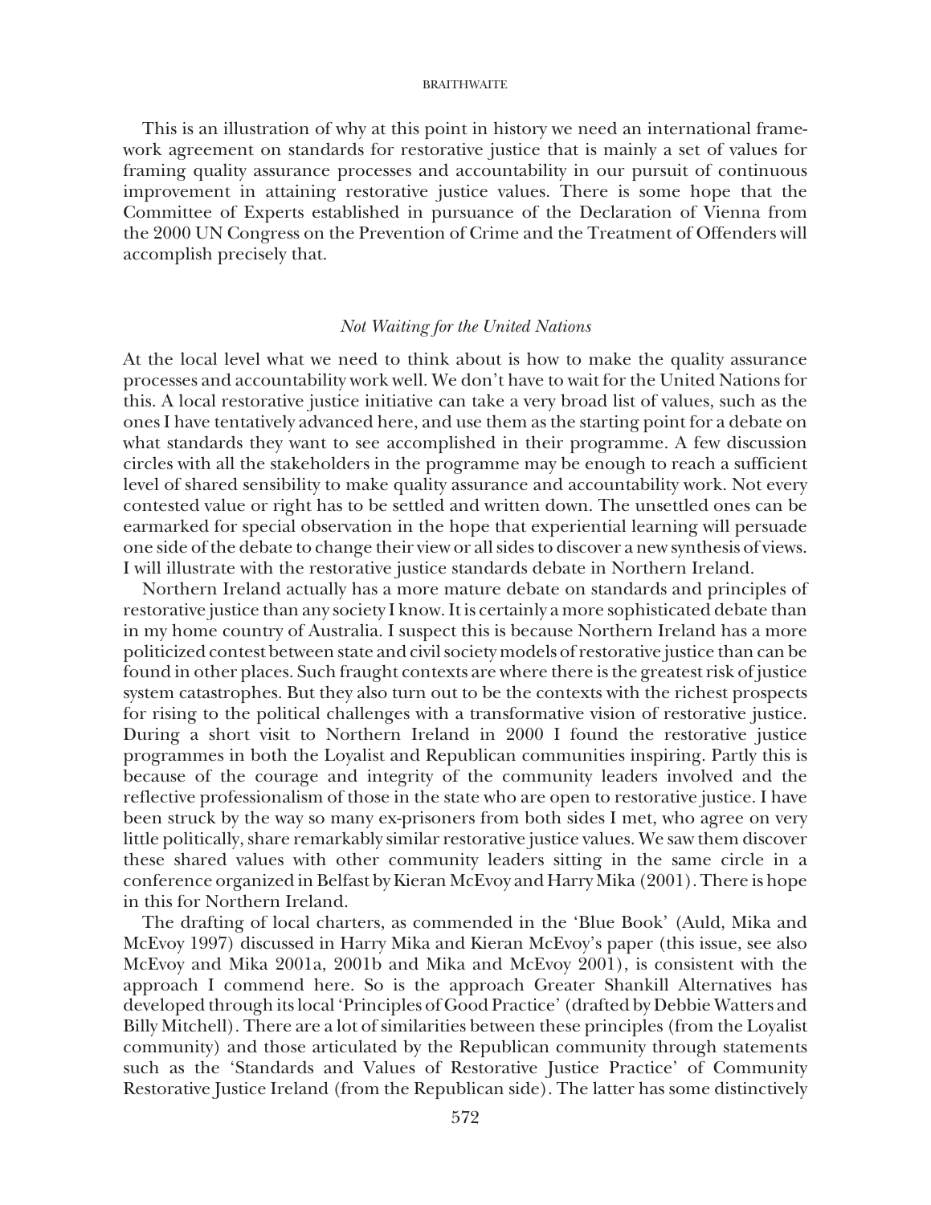This is an illustration of why at this point in history we need an international framework agreement on standards for restorative justice that is mainly a set of values for framing quality assurance processes and accountability in our pursuit of continuous improvement in attaining restorative justice values. There is some hope that the Committee of Experts established in pursuance of the Declaration of Vienna from the 2000 UN Congress on the Prevention of Crime and the Treatment of Offenders will accomplish precisely that.

### *Not Waiting for the United Nations*

At the local level what we need to think about is how to make the quality assurance processes and accountability work well. We don't have to wait for the United Nations for this. A local restorative justice initiative can take a very broad list of values, such as the ones I have tentatively advanced here, and use them as the starting point for a debate on what standards they want to see accomplished in their programme. A few discussion circles with all the stakeholders in the programme may be enough to reach a sufficient level of shared sensibility to make quality assurance and accountability work. Not every contested value or right has to be settled and written down. The unsettled ones can be earmarked for special observation in the hope that experiential learning will persuade one side of the debate to change their view or all sides to discover a new synthesis of views. I will illustrate with the restorative justice standards debate in Northern Ireland.

Northern Ireland actually has a more mature debate on standards and principles of restorative justice than any society I know. It is certainly a more sophisticated debate than in my home country of Australia. I suspect this is because Northern Ireland has a more politicized contest between state and civil society models of restorative justice than can be found in other places. Such fraught contexts are where there is the greatest risk of justice system catastrophes. But they also turn out to be the contexts with the richest prospects for rising to the political challenges with a transformative vision of restorative justice. During a short visit to Northern Ireland in 2000 I found the restorative justice programmes in both the Loyalist and Republican communities inspiring. Partly this is because of the courage and integrity of the community leaders involved and the reflective professionalism of those in the state who are open to restorative justice. I have been struck by the way so many ex-prisoners from both sides I met, who agree on very little politically, share remarkably similar restorative justice values. We saw them discover these shared values with other community leaders sitting in the same circle in a conference organized in Belfast by Kieran McEvoy and Harry Mika (2001). There is hope in this for Northern Ireland.

The drafting of local charters, as commended in the 'Blue Book' (Auld, Mika and McEvoy 1997) discussed in Harry Mika and Kieran McEvoy's paper (this issue, see also McEvoy and Mika 2001a, 2001b and Mika and McEvoy 2001), is consistent with the approach I commend here. So is the approach Greater Shankill Alternatives has developed through its local 'Principles of Good Practice' (drafted by Debbie Watters and Billy Mitchell). There are a lot of similarities between these principles (from the Loyalist community) and those articulated by the Republican community through statements such as the 'Standards and Values of Restorative Justice Practice' of Community Restorative Justice Ireland (from the Republican side). The latter has some distinctively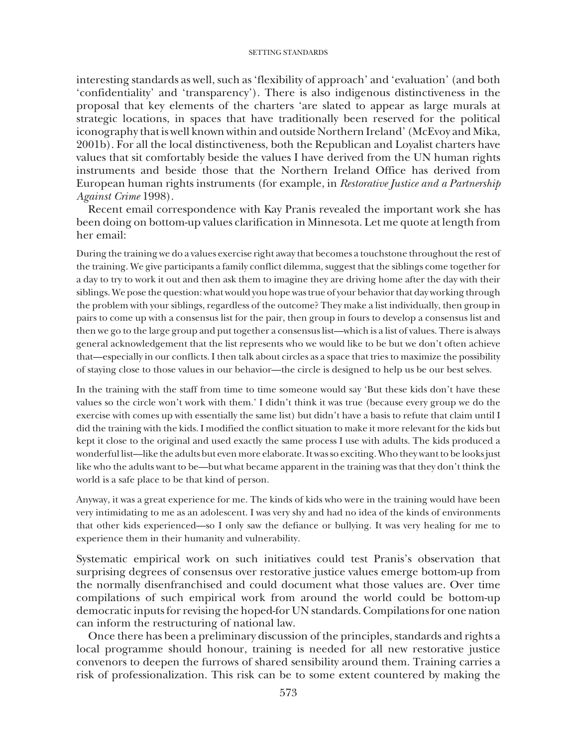interesting standards as well, such as 'flexibility of approach' and 'evaluation' (and both 'confidentiality' and 'transparency'). There is also indigenous distinctiveness in the proposal that key elements of the charters 'are slated to appear as large murals at strategic locations, in spaces that have traditionally been reserved for the political iconography that is well known within and outside Northern Ireland' (McEvoy and Mika, 2001b). For all the local distinctiveness, both the Republican and Loyalist charters have values that sit comfortably beside the values I have derived from the UN human rights instruments and beside those that the Northern Ireland Office has derived from European human rights instruments (for example, in *Restorative Justice and a Partnership Against Crime* 1998).

Recent email correspondence with Kay Pranis revealed the important work she has been doing on bottom-up values clarification in Minnesota. Let me quote at length from her email:

> During the training we do a values exercise right away that becomes a touchstone throughout the rest of the training. We give participants a family conflict dilemma, suggest that the siblings come together for a day to try to work it out and then ask them to imagine they are driving home after the day with their siblings. We pose the question: what would you hope was true of your behavior that day working through the problem with your siblings, regardless of the outcome? They make a list individually, then group in pairs to come up with a consensus list for the pair, then group in fours to develop a consensus list and then we go to the large group and put together a consensus list—which is a list of values. There is always general acknowledgement that the list represents who we would like to be but we don't often achieve that—especially in our conflicts. I then talk about circles as a space that tries to maximize the possibility of staying close to those values in our behavior—the circle is designed to help us be our best selves.
>
> In the training with the staff from time to time someone would say 'But these kids don't have these values so the circle won't work with them.' I didn't think it was true (because every group we do the exercise with comes up with essentially the same list) but didn't have a basis to refute that claim until I did the training with the kids. I modified the conflict situation to make it more relevant for the kids but kept it close to the original and used exactly the same process I use with adults. The kids produced a wonderful list—like the adults but even more elaborate. It was so exciting. Who they want to be looks just like who the adults want to be—but what became apparent in the training was that they don't think the world is a safe place to be that kind of person.
>
> Anyway, it was a great experience for me. The kinds of kids who were in the training would have been very intimidating to me as an adolescent. I was very shy and had no idea of the kinds of environments that other kids experienced—so I only saw the defiance or bullying. It was very healing for me to experience them in their humanity and vulnerability.

Systematic empirical work on such initiatives could test Pranis's observation that surprising degrees of consensus over restorative justice values emerge bottom-up from the normally disenfranchised and could document what those values are. Over time compilations of such empirical work from around the world could be bottom-up democratic inputs for revising the hoped-for UN standards. Compilations for one nation can inform the restructuring of national law.

Once there has been a preliminary discussion of the principles, standards and rights a local programme should honour, training is needed for all new restorative justice convenors to deepen the furrows of shared sensibility around them. Training carries a risk of professionalization. This risk can be to some extent countered by making the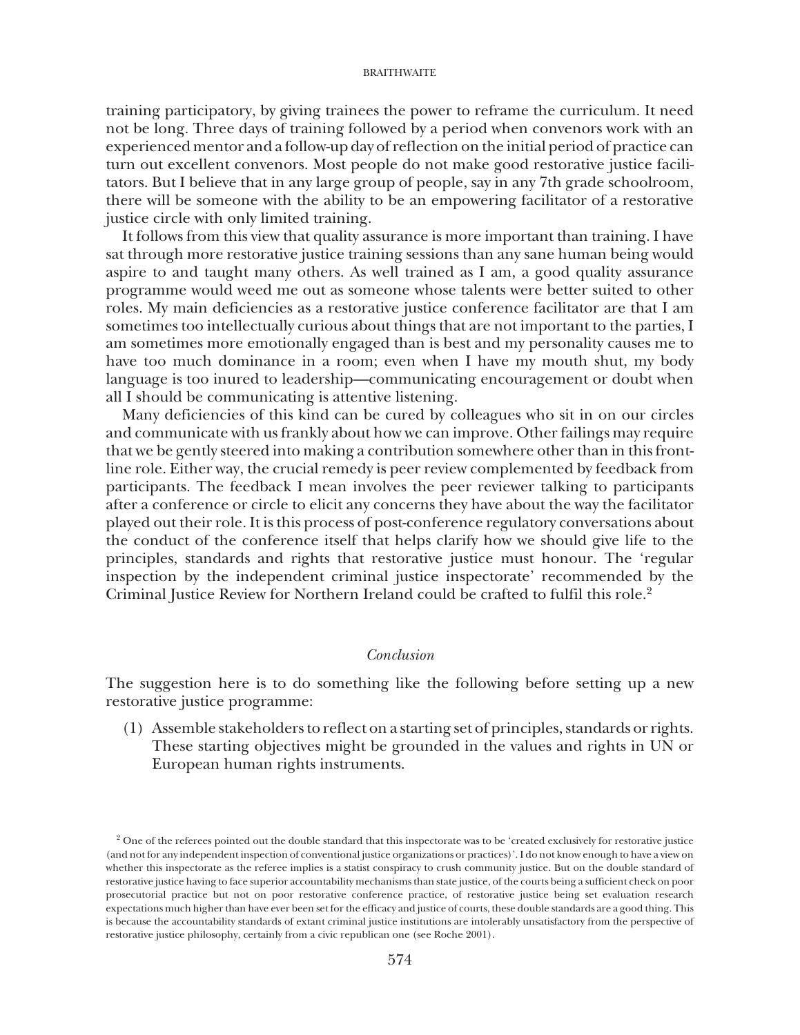training participatory, by giving trainees the power to reframe the curriculum. It need not be long. Three days of training followed by a period when convenors work with an experienced mentor and a follow-up day of reflection on the initial period of practice can turn out excellent convenors. Most people do not make good restorative justice facilitators. But I believe that in any large group of people, say in any 7th grade schoolroom, there will be someone with the ability to be an empowering facilitator of a restorative justice circle with only limited training.

It follows from this view that quality assurance is more important than training. I have sat through more restorative justice training sessions than any sane human being would aspire to and taught many others. As well trained as I am, a good quality assurance programme would weed me out as someone whose talents were better suited to other roles. My main deficiencies as a restorative justice conference facilitator are that I am sometimes too intellectually curious about things that are not important to the parties, I am sometimes more emotionally engaged than is best and my personality causes me to have too much dominance in a room; even when I have my mouth shut, my body language is too inured to leadership—communicating encouragement or doubt when all I should be communicating is attentive listening.

Many deficiencies of this kind can be cured by colleagues who sit in on our circles and communicate with us frankly about how we can improve. Other failings may require that we be gently steered into making a contribution somewhere other than in this front-line role. Either way, the crucial remedy is peer review complemented by feedback from participants. The feedback I mean involves the peer reviewer talking to participants after a conference or circle to elicit any concerns they have about the way the facilitator played out their role. It is this process of post-conference regulatory conversations about the conduct of the conference itself that helps clarify how we should give life to the principles, standards and rights that restorative justice must honour. The 'regular inspection by the independent criminal justice inspectorate' recommended by the Criminal Justice Review for Northern Ireland could be crafted to fulfil this role.[2]

## *Conclusion*

The suggestion here is to do something like the following before setting up a new restorative justice programme:

(1) Assemble stakeholders to reflect on a starting set of principles, standards or rights. These starting objectives might be grounded in the values and rights in UN or European human rights instruments.

[2] One of the referees pointed out the double standard that this inspectorate was to be 'created exclusively for restorative justice (and not for any independent inspection of conventional justice organizations or practices)'. I do not know enough to have a view on whether this inspectorate as the referee implies is a statist conspiracy to crush community justice. But on the double standard of restorative justice having to face superior accountability mechanisms than state justice, of the courts being a sufficient check on poor prosecutorial practice but not on poor restorative conference practice, of restorative justice being set evaluation research expectations much higher than have ever been set for the efficacy and justice of courts, these double standards are a good thing. This is because the accountability standards of extant criminal justice institutions are intolerably unsatisfactory from the perspective of restorative justice philosophy, certainly from a civic republican one (see Roche 2001).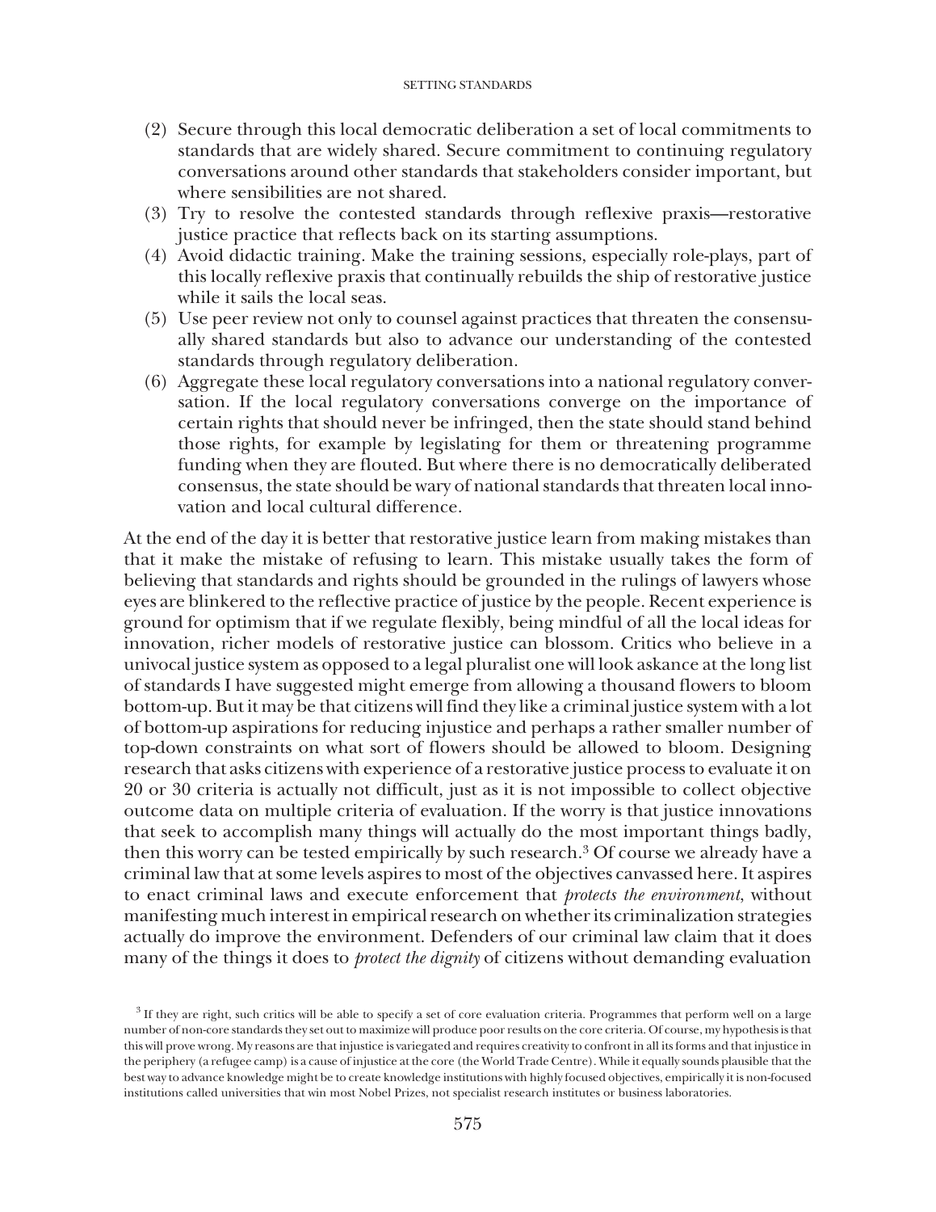(2) Secure through this local democratic deliberation a set of local commitments to standards that are widely shared. Secure commitment to continuing regulatory conversations around other standards that stakeholders consider important, but where sensibilities are not shared.
(3) Try to resolve the contested standards through reflexive praxis—restorative justice practice that reflects back on its starting assumptions.
(4) Avoid didactic training. Make the training sessions, especially role-plays, part of this locally reflexive praxis that continually rebuilds the ship of restorative justice while it sails the local seas.
(5) Use peer review not only to counsel against practices that threaten the consensually shared standards but also to advance our understanding of the contested standards through regulatory deliberation.
(6) Aggregate these local regulatory conversations into a national regulatory conversation. If the local regulatory conversations converge on the importance of certain rights that should never be infringed, then the state should stand behind those rights, for example by legislating for them or threatening programme funding when they are flouted. But where there is no democratically deliberated consensus, the state should be wary of national standards that threaten local innovation and local cultural difference.

At the end of the day it is better that restorative justice learn from making mistakes than that it make the mistake of refusing to learn. This mistake usually takes the form of believing that standards and rights should be grounded in the rulings of lawyers whose eyes are blinkered to the reflective practice of justice by the people. Recent experience is ground for optimism that if we regulate flexibly, being mindful of all the local ideas for innovation, richer models of restorative justice can blossom. Critics who believe in a univocal justice system as opposed to a legal pluralist one will look askance at the long list of standards I have suggested might emerge from allowing a thousand flowers to bloom bottom-up. But it may be that citizens will find they like a criminal justice system with a lot of bottom-up aspirations for reducing injustice and perhaps a rather smaller number of top-down constraints on what sort of flowers should be allowed to bloom. Designing research that asks citizens with experience of a restorative justice process to evaluate it on 20 or 30 criteria is actually not difficult, just as it is not impossible to collect objective outcome data on multiple criteria of evaluation. If the worry is that justice innovations that seek to accomplish many things will actually do the most important things badly, then this worry can be tested empirically by such research.[3] Of course we already have a criminal law that at some levels aspires to most of the objectives canvassed here. It aspires to enact criminal laws and execute enforcement that *protects the environment*, without manifesting much interest in empirical research on whether its criminalization strategies actually do improve the environment. Defenders of our criminal law claim that it does many of the things it does to *protect the dignity* of citizens without demanding evaluation

[3] If they are right, such critics will be able to specify a set of core evaluation criteria. Programmes that perform well on a large number of non-core standards they set out to maximize will produce poor results on the core criteria. Of course, my hypothesis is that this will prove wrong. My reasons are that injustice is variegated and requires creativity to confront in all its forms and that injustice in the periphery (a refugee camp) is a cause of injustice at the core (the World Trade Centre). While it equally sounds plausible that the best way to advance knowledge might be to create knowledge institutions with highly focused objectives, empirically it is non-focused institutions called universities that win most Nobel Prizes, not specialist research institutes or business laboratories.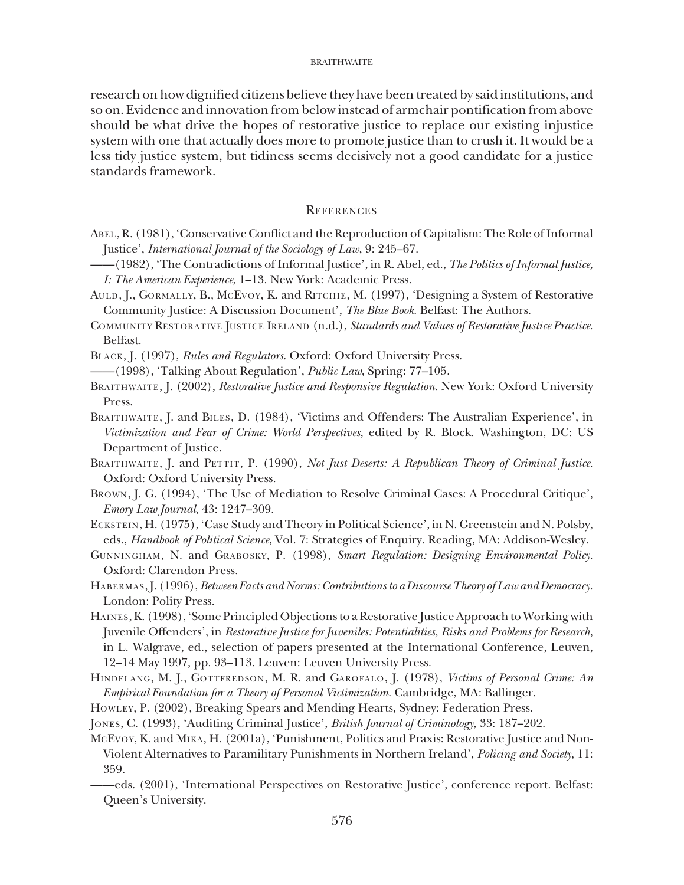research on how dignified citizens believe they have been treated by said institutions, and so on. Evidence and innovation from below instead of armchair pontification from above should be what drive the hopes of restorative justice to replace our existing injustice system with one that actually does more to promote justice than to crush it. It would be a less tidy justice system, but tidiness seems decisively not a good candidate for a justice standards framework.

## References

Abel, R. (1981), 'Conservative Conflict and the Reproduction of Capitalism: The Role of Informal Justice', *International Journal of the Sociology of Law*, 9: 245–67.

——(1982), 'The Contradictions of Informal Justice', in R. Abel, ed., *The Politics of Informal Justice, I: The American Experience*, 1–13. New York: Academic Press.

Auld, J., Gormally, B., McEvoy, K. and Ritchie, M. (1997), 'Designing a System of Restorative Community Justice: A Discussion Document', *The Blue Book*. Belfast: The Authors.

Community Restorative Justice Ireland (n.d.), *Standards and Values of Restorative Justice Practice*. Belfast.

Black, J. (1997), *Rules and Regulators*. Oxford: Oxford University Press.

——(1998), 'Talking About Regulation', *Public Law*, Spring: 77–105.

Braithwaite, J. (2002), *Restorative Justice and Responsive Regulation*. New York: Oxford University Press.

Braithwaite, J. and Biles, D. (1984), 'Victims and Offenders: The Australian Experience', in *Victimization and Fear of Crime: World Perspectives*, edited by R. Block. Washington, DC: US Department of Justice.

Braithwaite, J. and Pettit, P. (1990), *Not Just Deserts: A Republican Theory of Criminal Justice*. Oxford: Oxford University Press.

Brown, J. G. (1994), 'The Use of Mediation to Resolve Criminal Cases: A Procedural Critique', *Emory Law Journal*, 43: 1247–309.

Eckstein, H. (1975), 'Case Study and Theory in Political Science', in N. Greenstein and N. Polsby, eds., *Handbook of Political Science*, Vol. 7: Strategies of Enquiry. Reading, MA: Addison-Wesley.

Gunningham, N. and Grabosky, P. (1998), *Smart Regulation: Designing Environmental Policy*. Oxford: Clarendon Press.

Habermas, J. (1996), *Between Facts and Norms: Contributions to a Discourse Theory of Law and Democracy*. London: Polity Press.

Haines, K. (1998), 'Some Principled Objections to a Restorative Justice Approach to Working with Juvenile Offenders', in *Restorative Justice for Juveniles: Potentialities, Risks and Problems for Research*, in L. Walgrave, ed., selection of papers presented at the International Conference, Leuven, 12–14 May 1997, pp. 93–113. Leuven: Leuven University Press.

Hindelang, M. J., Gottfredson, M. R. and Garofalo, J. (1978), *Victims of Personal Crime: An Empirical Foundation for a Theory of Personal Victimization*. Cambridge, MA: Ballinger.

Howley, P. (2002), Breaking Spears and Mending Hearts, Sydney: Federation Press.

Jones, C. (1993), 'Auditing Criminal Justice', *British Journal of Criminology*, 33: 187–202.

McEvoy, K. and Mika, H. (2001a), 'Punishment, Politics and Praxis: Restorative Justice and Non-Violent Alternatives to Paramilitary Punishments in Northern Ireland', *Policing and Society*, 11: 359.

——eds. (2001), 'International Perspectives on Restorative Justice', conference report. Belfast: Queen's University.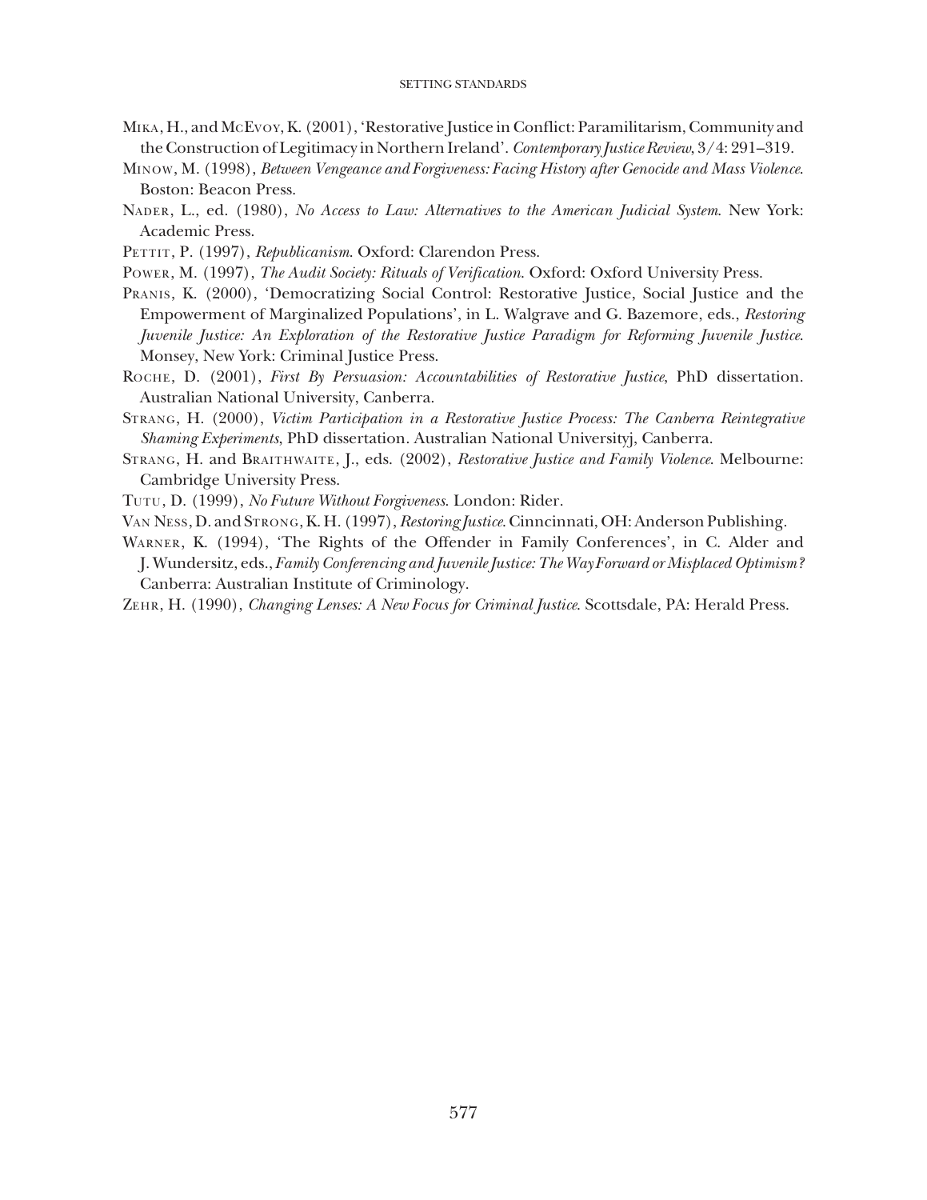Mika, H., and McEvoy, K. (2001), 'Restorative Justice in Conflict: Paramilitarism, Community and the Construction of Legitimacy in Northern Ireland'. *Contemporary Justice Review*, 3/4: 291–319.

Minow, M. (1998), *Between Vengeance and Forgiveness: Facing History after Genocide and Mass Violence*. Boston: Beacon Press.

Nader, L., ed. (1980), *No Access to Law: Alternatives to the American Judicial System*. New York: Academic Press.

Pettit, P. (1997), *Republicanism*. Oxford: Clarendon Press.

Power, M. (1997), *The Audit Society: Rituals of Verification*. Oxford: Oxford University Press.

Pranis, K. (2000), 'Democratizing Social Control: Restorative Justice, Social Justice and the Empowerment of Marginalized Populations', in L. Walgrave and G. Bazemore, eds., *Restoring Juvenile Justice: An Exploration of the Restorative Justice Paradigm for Reforming Juvenile Justice*. Monsey, New York: Criminal Justice Press.

Roche, D. (2001), *First By Persuasion: Accountabilities of Restorative Justice*, PhD dissertation. Australian National University, Canberra.

Strang, H. (2000), *Victim Participation in a Restorative Justice Process: The Canberra Reintegrative Shaming Experiments*, PhD dissertation. Australian National Universityj, Canberra.

Strang, H. and Braithwaite, J., eds. (2002), *Restorative Justice and Family Violence*. Melbourne: Cambridge University Press.

Tutu, D. (1999), *No Future Without Forgiveness*. London: Rider.

Van Ness, D. and Strong, K. H. (1997), *Restoring Justice*. Cinncinnati, OH: Anderson Publishing.

Warner, K. (1994), 'The Rights of the Offender in Family Conferences', in C. Alder and J. Wundersitz, eds., *Family Conferencing and Juvenile Justice: The Way Forward or Misplaced Optimism?* Canberra: Australian Institute of Criminology.

Zehr, H. (1990), *Changing Lenses: A New Focus for Criminal Justice*. Scottsdale, PA: Herald Press.